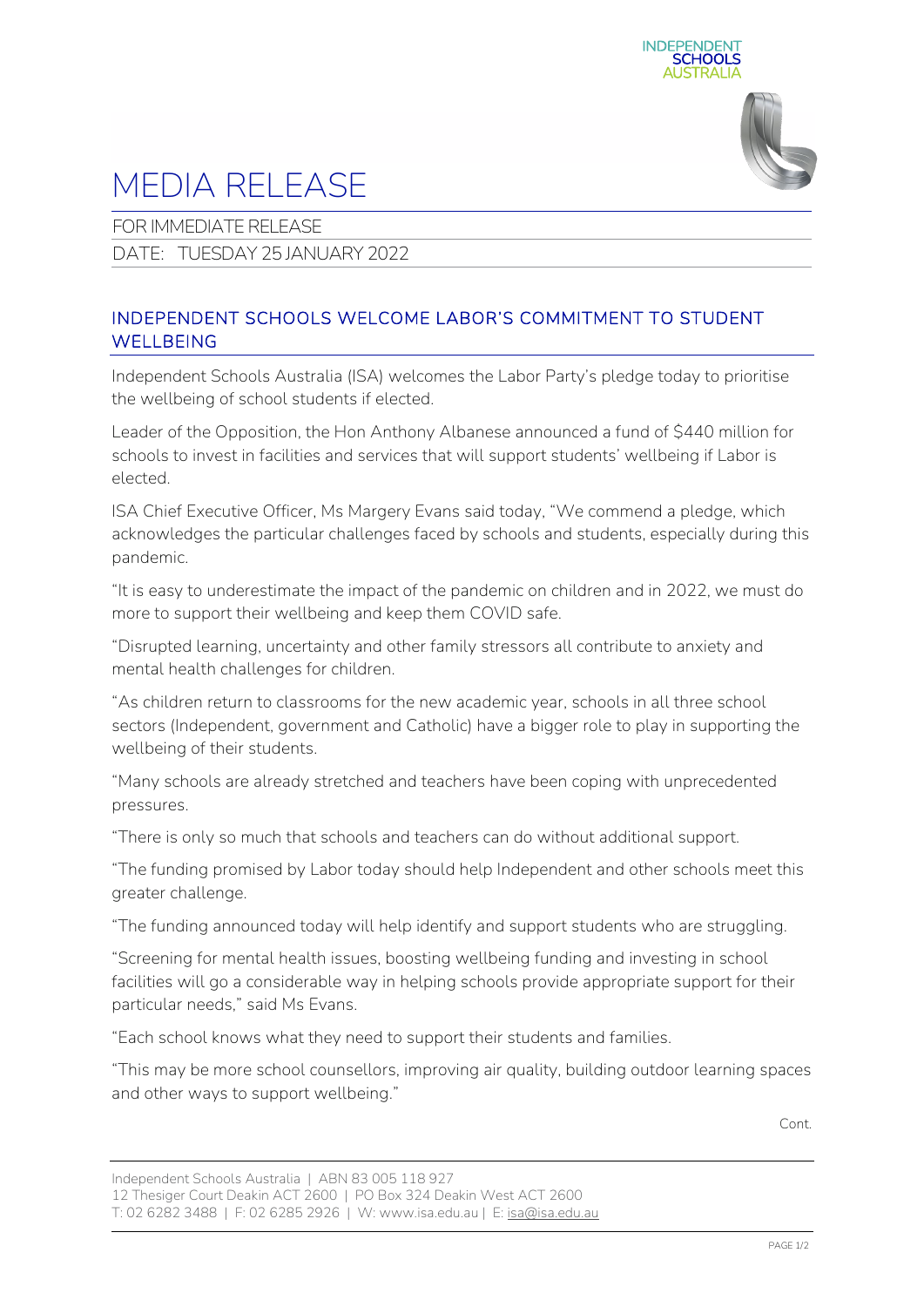# MEDIA RELEASE

FOR IMMEDIATE RELEASE

DATE: TUESDAY 25 JANUARY 2022

## INDEPENDENT SCHOOLS WELCOME LABOR'S COMMITMENT TO STUDENT WELLBEING

Independent Schools Australia (ISA) welcomes the Labor Party's pledge today to prioritise the wellbeing of school students if elected.

Leader of the Opposition, the Hon Anthony Albanese announced a fund of $440 million for schools to invest in facilities and services that will support students' wellbeing if Labor is elected.

ISA Chief Executive Officer, Ms Margery Evans said today, "We commend a pledge, which acknowledges the particular challenges faced by schools and students, especially during this pandemic.

"It is easy to underestimate the impact of the pandemic on children and in 2022, we must do more to support their wellbeing and keep them COVID safe.

"Disrupted learning, uncertainty and other family stressors all contribute to anxiety and mental health challenges for children.

"As children return to classrooms for the new academic year, schools in all three school sectors (Independent, government and Catholic) have a bigger role to play in supporting the wellbeing of their students.

"Many schools are already stretched and teachers have been coping with unprecedented pressures.

"There is only so much that schools and teachers can do without additional support.

"The funding promised by Labor today should help Independent and other schools meet this greater challenge.

"The funding announced today will help identify and support students who are struggling.

"Screening for mental health issues, boosting wellbeing funding and investing in school facilities will go a considerable way in helping schools provide appropriate support for their particular needs," said Ms Evans.

"Each school knows what they need to support their students and families.

"This may be more school counsellors, improving air quality, building outdoor learning spaces and other ways to support wellbeing."

Cont.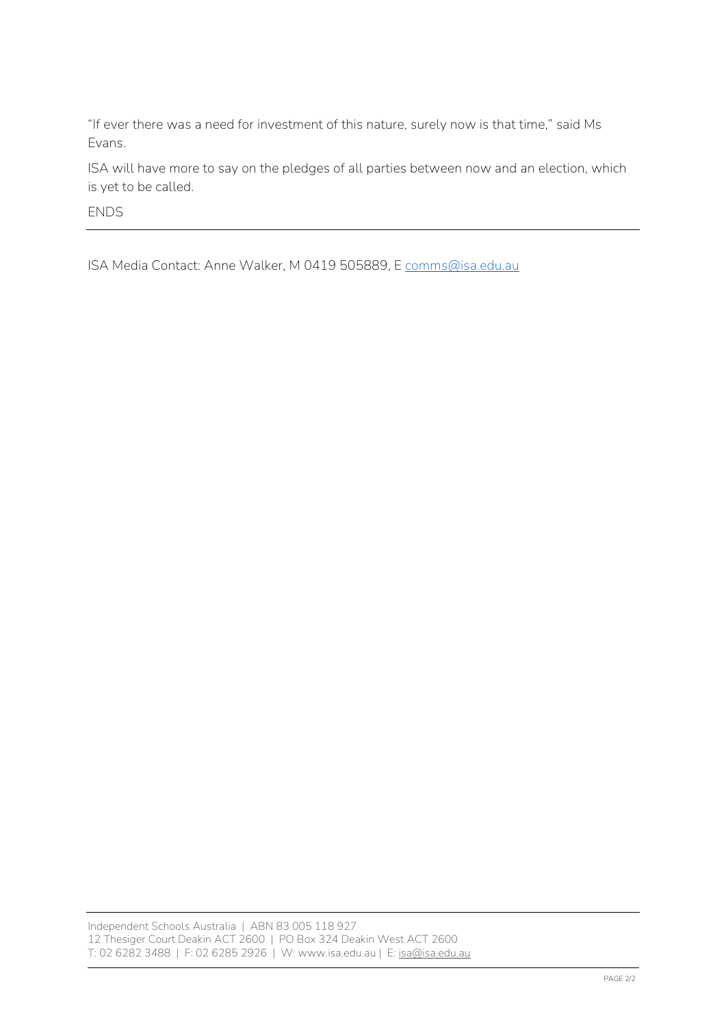"If ever there was a need for investment of this nature, surely now is that time," said Ms Evans.

ISA will have more to say on the pledges of all parties between now and an election, which is yet to be called.

ENDS

---

ISA Media Contact: Anne Walker, M 0419 505889, E comms@isa.edu.au